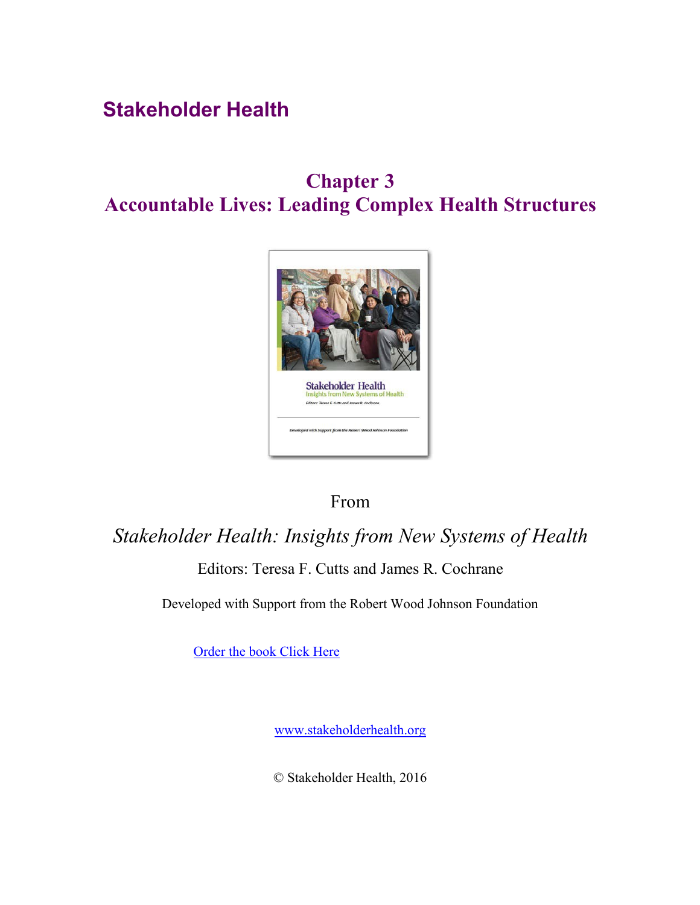**Stakeholder Health**

# Chapter 3
# Accountable Lives: Leading Complex Health Structures

From

*Stakeholder Health: Insights from New Systems of Health*

Editors: Teresa F. Cutts and James R. Cochrane

Developed with Support from the Robert Wood Johnson Foundation

Order the book Click Here

www.stakeholderhealth.org

© Stakeholder Health, 2016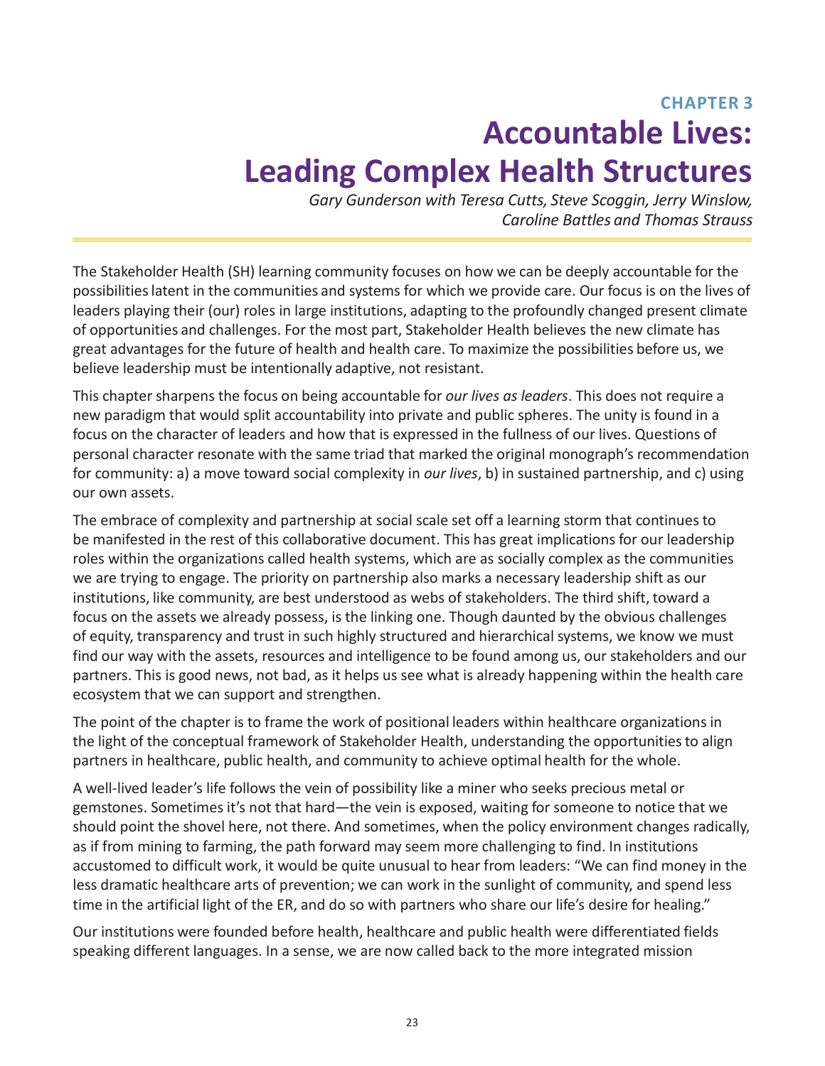CHAPTER 3

# Accountable Lives: Leading Complex Health Structures

*Gary Gunderson with Teresa Cutts, Steve Scoggin, Jerry Winslow, Caroline Battles and Thomas Strauss*

The Stakeholder Health (SH) learning community focuses on how we can be deeply accountable for the possibilities latent in the communities and systems for which we provide care. Our focus is on the lives of leaders playing their (our) roles in large institutions, adapting to the profoundly changed present climate of opportunities and challenges. For the most part, Stakeholder Health believes the new climate has great advantages for the future of health and health care. To maximize the possibilities before us, we believe leadership must be intentionally adaptive, not resistant.

This chapter sharpens the focus on being accountable for *our lives as leaders*. This does not require a new paradigm that would split accountability into private and public spheres. The unity is found in a focus on the character of leaders and how that is expressed in the fullness of our lives. Questions of personal character resonate with the same triad that marked the original monograph's recommendation for community: a) a move toward social complexity in *our lives*, b) in sustained partnership, and c) using our own assets.

The embrace of complexity and partnership at social scale set off a learning storm that continues to be manifested in the rest of this collaborative document. This has great implications for our leadership roles within the organizations called health systems, which are as socially complex as the communities we are trying to engage. The priority on partnership also marks a necessary leadership shift as our institutions, like community, are best understood as webs of stakeholders. The third shift, toward a focus on the assets we already possess, is the linking one. Though daunted by the obvious challenges of equity, transparency and trust in such highly structured and hierarchical systems, we know we must find our way with the assets, resources and intelligence to be found among us, our stakeholders and our partners. This is good news, not bad, as it helps us see what is already happening within the health care ecosystem that we can support and strengthen.

The point of the chapter is to frame the work of positional leaders within healthcare organizations in the light of the conceptual framework of Stakeholder Health, understanding the opportunities to align partners in healthcare, public health, and community to achieve optimal health for the whole.

A well-lived leader's life follows the vein of possibility like a miner who seeks precious metal or gemstones. Sometimes it's not that hard—the vein is exposed, waiting for someone to notice that we should point the shovel here, not there. And sometimes, when the policy environment changes radically, as if from mining to farming, the path forward may seem more challenging to find. In institutions accustomed to difficult work, it would be quite unusual to hear from leaders: "We can find money in the less dramatic healthcare arts of prevention; we can work in the sunlight of community, and spend less time in the artificial light of the ER, and do so with partners who share our life's desire for healing."

Our institutions were founded before health, healthcare and public health were differentiated fields speaking different languages. In a sense, we are now called back to the more integrated mission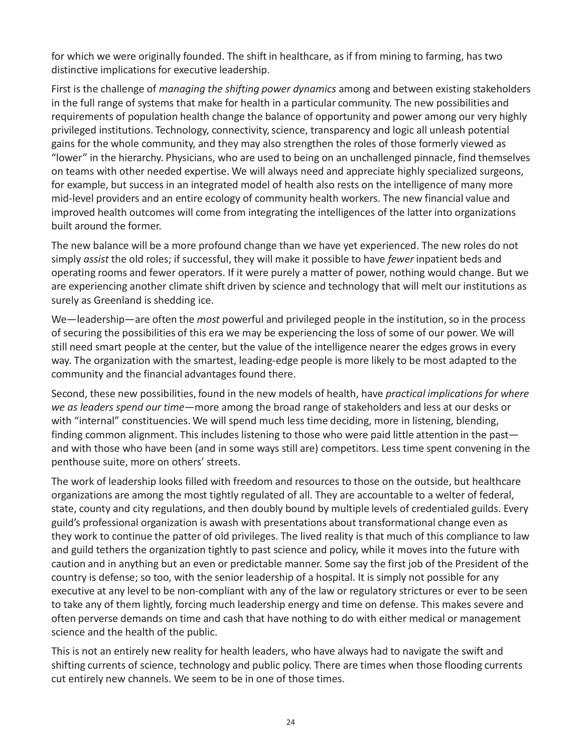for which we were originally founded. The shift in healthcare, as if from mining to farming, has two distinctive implications for executive leadership.

First is the challenge of *managing the shifting power dynamics* among and between existing stakeholders in the full range of systems that make for health in a particular community. The new possibilities and requirements of population health change the balance of opportunity and power among our very highly privileged institutions. Technology, connectivity, science, transparency and logic all unleash potential gains for the whole community, and they may also strengthen the roles of those formerly viewed as "lower" in the hierarchy. Physicians, who are used to being on an unchallenged pinnacle, find themselves on teams with other needed expertise. We will always need and appreciate highly specialized surgeons, for example, but success in an integrated model of health also rests on the intelligence of many more mid-level providers and an entire ecology of community health workers. The new financial value and improved health outcomes will come from integrating the intelligences of the latter into organizations built around the former.

The new balance will be a more profound change than we have yet experienced. The new roles do not simply *assist* the old roles; if successful, they will make it possible to have *fewer* inpatient beds and operating rooms and fewer operators. If it were purely a matter of power, nothing would change. But we are experiencing another climate shift driven by science and technology that will melt our institutions as surely as Greenland is shedding ice.

We—leadership—are often the *most* powerful and privileged people in the institution, so in the process of securing the possibilities of this era we may be experiencing the loss of some of our power. We will still need smart people at the center, but the value of the intelligence nearer the edges grows in every way. The organization with the smartest, leading-edge people is more likely to be most adapted to the community and the financial advantages found there.

Second, these new possibilities, found in the new models of health, have *practical implications for where we as leaders spend our time*—more among the broad range of stakeholders and less at our desks or with "internal" constituencies. We will spend much less time deciding, more in listening, blending, finding common alignment. This includes listening to those who were paid little attention in the past—and with those who have been (and in some ways still are) competitors. Less time spent convening in the penthouse suite, more on others' streets.

The work of leadership looks filled with freedom and resources to those on the outside, but healthcare organizations are among the most tightly regulated of all. They are accountable to a welter of federal, state, county and city regulations, and then doubly bound by multiple levels of credentialed guilds. Every guild's professional organization is awash with presentations about transformational change even as they work to continue the patter of old privileges. The lived reality is that much of this compliance to law and guild tethers the organization tightly to past science and policy, while it moves into the future with caution and in anything but an even or predictable manner. Some say the first job of the President of the country is defense; so too, with the senior leadership of a hospital. It is simply not possible for any executive at any level to be non-compliant with any of the law or regulatory strictures or ever to be seen to take any of them lightly, forcing much leadership energy and time on defense. This makes severe and often perverse demands on time and cash that have nothing to do with either medical or management science and the health of the public.

This is not an entirely new reality for health leaders, who have always had to navigate the swift and shifting currents of science, technology and public policy. There are times when those flooding currents cut entirely new channels. We seem to be in one of those times.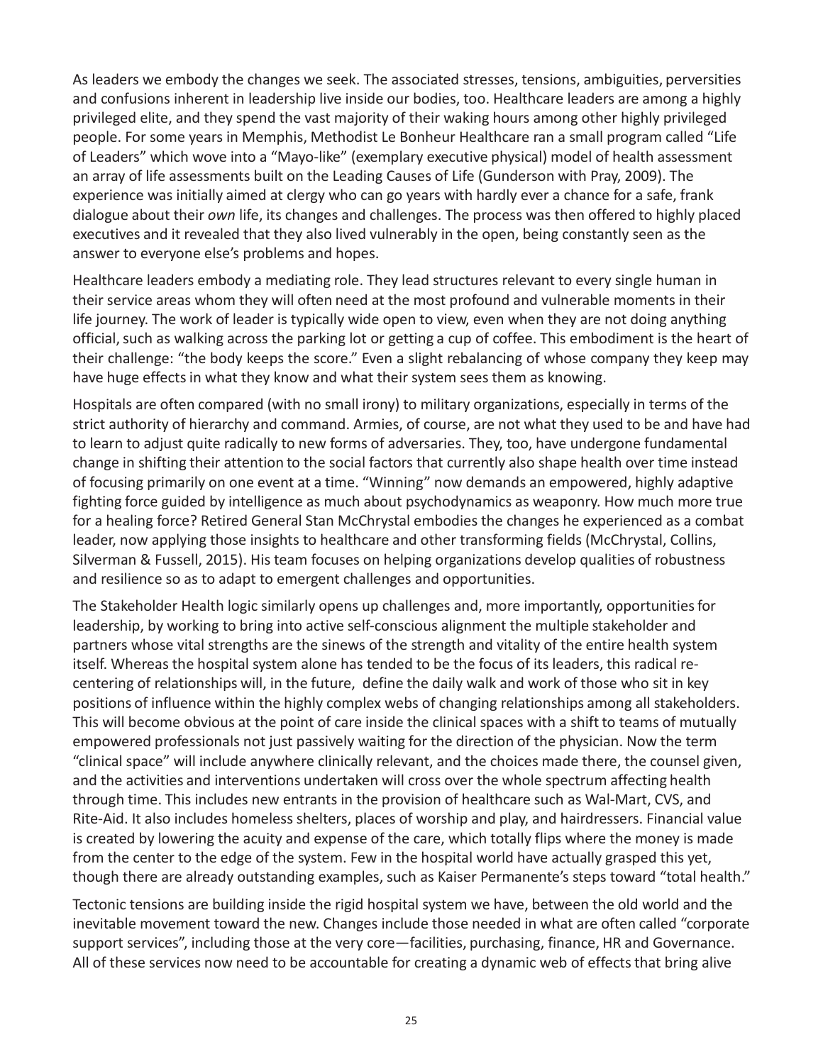As leaders we embody the changes we seek. The associated stresses, tensions, ambiguities, perversities and confusions inherent in leadership live inside our bodies, too. Healthcare leaders are among a highly privileged elite, and they spend the vast majority of their waking hours among other highly privileged people. For some years in Memphis, Methodist Le Bonheur Healthcare ran a small program called "Life of Leaders" which wove into a "Mayo-like" (exemplary executive physical) model of health assessment an array of life assessments built on the Leading Causes of Life (Gunderson with Pray, 2009). The experience was initially aimed at clergy who can go years with hardly ever a chance for a safe, frank dialogue about their *own* life, its changes and challenges. The process was then offered to highly placed executives and it revealed that they also lived vulnerably in the open, being constantly seen as the answer to everyone else's problems and hopes.

Healthcare leaders embody a mediating role. They lead structures relevant to every single human in their service areas whom they will often need at the most profound and vulnerable moments in their life journey. The work of leader is typically wide open to view, even when they are not doing anything official, such as walking across the parking lot or getting a cup of coffee. This embodiment is the heart of their challenge: "the body keeps the score." Even a slight rebalancing of whose company they keep may have huge effects in what they know and what their system sees them as knowing.

Hospitals are often compared (with no small irony) to military organizations, especially in terms of the strict authority of hierarchy and command. Armies, of course, are not what they used to be and have had to learn to adjust quite radically to new forms of adversaries. They, too, have undergone fundamental change in shifting their attention to the social factors that currently also shape health over time instead of focusing primarily on one event at a time. "Winning" now demands an empowered, highly adaptive fighting force guided by intelligence as much about psychodynamics as weaponry. How much more true for a healing force? Retired General Stan McChrystal embodies the changes he experienced as a combat leader, now applying those insights to healthcare and other transforming fields (McChrystal, Collins, Silverman & Fussell, 2015). His team focuses on helping organizations develop qualities of robustness and resilience so as to adapt to emergent challenges and opportunities.

The Stakeholder Health logic similarly opens up challenges and, more importantly, opportunities for leadership, by working to bring into active self-conscious alignment the multiple stakeholder and partners whose vital strengths are the sinews of the strength and vitality of the entire health system itself. Whereas the hospital system alone has tended to be the focus of its leaders, this radical re-centering of relationships will, in the future, define the daily walk and work of those who sit in key positions of influence within the highly complex webs of changing relationships among all stakeholders. This will become obvious at the point of care inside the clinical spaces with a shift to teams of mutually empowered professionals not just passively waiting for the direction of the physician. Now the term "clinical space" will include anywhere clinically relevant, and the choices made there, the counsel given, and the activities and interventions undertaken will cross over the whole spectrum affecting health through time. This includes new entrants in the provision of healthcare such as Wal-Mart, CVS, and Rite-Aid. It also includes homeless shelters, places of worship and play, and hairdressers. Financial value is created by lowering the acuity and expense of the care, which totally flips where the money is made from the center to the edge of the system. Few in the hospital world have actually grasped this yet, though there are already outstanding examples, such as Kaiser Permanente's steps toward "total health."

Tectonic tensions are building inside the rigid hospital system we have, between the old world and the inevitable movement toward the new. Changes include those needed in what are often called "corporate support services", including those at the very core—facilities, purchasing, finance, HR and Governance. All of these services now need to be accountable for creating a dynamic web of effects that bring alive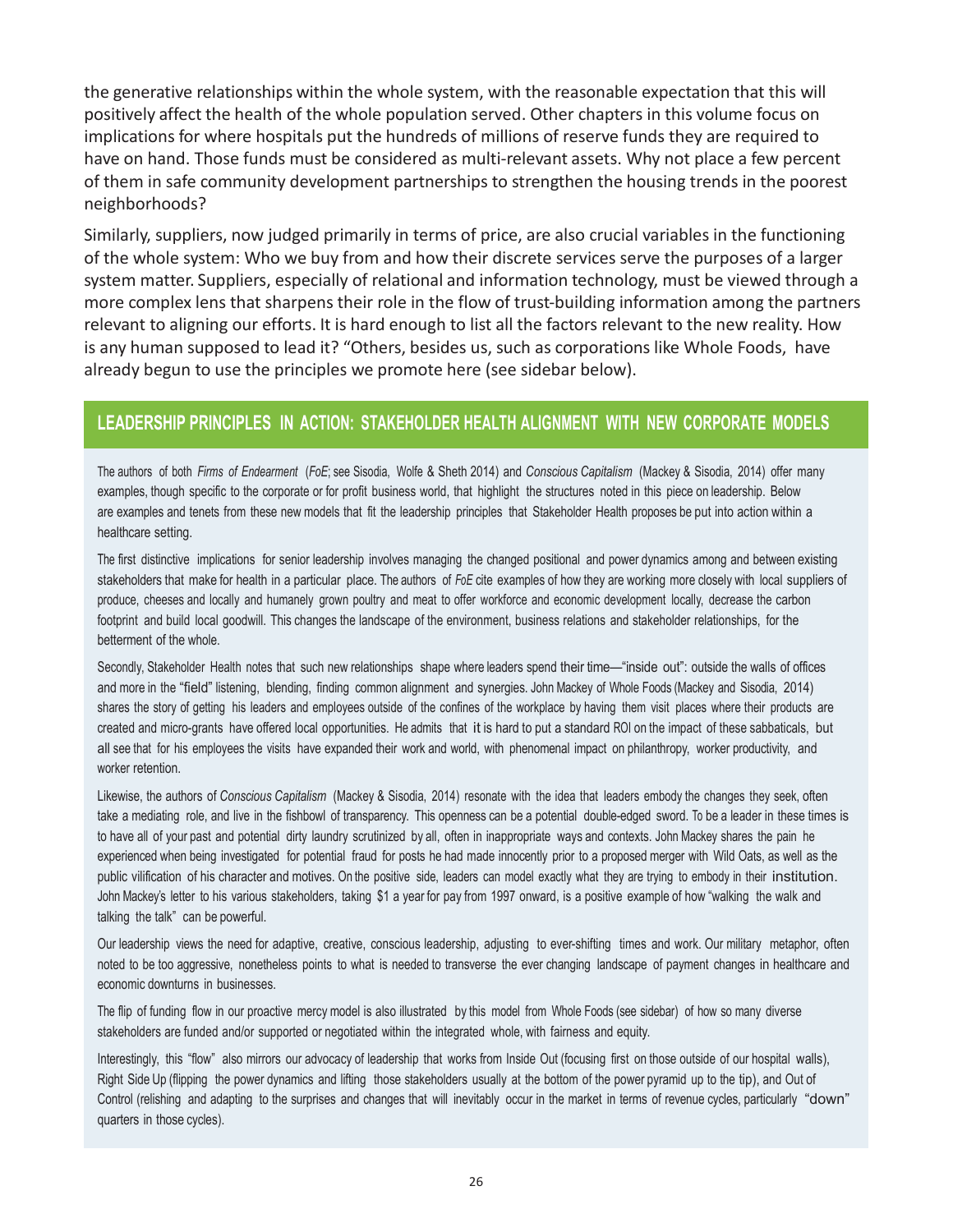the generative relationships within the whole system, with the reasonable expectation that this will positively affect the health of the whole population served. Other chapters in this volume focus on implications for where hospitals put the hundreds of millions of reserve funds they are required to have on hand. Those funds must be considered as multi-relevant assets. Why not place a few percent of them in safe community development partnerships to strengthen the housing trends in the poorest neighborhoods?

Similarly, suppliers, now judged primarily in terms of price, are also crucial variables in the functioning of the whole system: Who we buy from and how their discrete services serve the purposes of a larger system matter. Suppliers, especially of relational and information technology, must be viewed through a more complex lens that sharpens their role in the flow of trust-building information among the partners relevant to aligning our efforts. It is hard enough to list all the factors relevant to the new reality. How is any human supposed to lead it? "Others, besides us, such as corporations like Whole Foods, have already begun to use the principles we promote here (see sidebar below).

## LEADERSHIP PRINCIPLES IN ACTION: STAKEHOLDER HEALTH ALIGNMENT WITH NEW CORPORATE MODELS

The authors of both *Firms of Endearment* (*FoE*; see Sisodia, Wolfe & Sheth 2014) and *Conscious Capitalism* (Mackey & Sisodia, 2014) offer many examples, though specific to the corporate or for profit business world, that highlight the structures noted in this piece on leadership. Below are examples and tenets from these new models that fit the leadership principles that Stakeholder Health proposes be put into action within a healthcare setting.

The first distinctive implications for senior leadership involves managing the changed positional and power dynamics among and between existing stakeholders that make for health in a particular place. The authors of *FoE* cite examples of how they are working more closely with local suppliers of produce, cheeses and locally and humanely grown poultry and meat to offer workforce and economic development locally, decrease the carbon footprint and build local goodwill. This changes the landscape of the environment, business relations and stakeholder relationships, for the betterment of the whole.

Secondly, Stakeholder Health notes that such new relationships shape where leaders spend their time—"inside out": outside the walls of offices and more in the "field" listening, blending, finding common alignment and synergies. John Mackey of Whole Foods (Mackey and Sisodia, 2014) shares the story of getting his leaders and employees outside of the confines of the workplace by having them visit places where their products are created and micro-grants have offered local opportunities. He admits that it is hard to put a standard ROI on the impact of these sabbaticals, but all see that for his employees the visits have expanded their work and world, with phenomenal impact on philanthropy, worker productivity, and worker retention.

Likewise, the authors of *Conscious Capitalism* (Mackey & Sisodia, 2014) resonate with the idea that leaders embody the changes they seek, often take a mediating role, and live in the fishbowl of transparency. This openness can be a potential double-edged sword. To be a leader in these times is to have all of your past and potential dirty laundry scrutinized by all, often in inappropriate ways and contexts. John Mackey shares the pain he experienced when being investigated for potential fraud for posts he had made innocently prior to a proposed merger with Wild Oats, as well as the public vilification of his character and motives. On the positive side, leaders can model exactly what they are trying to embody in their institution. John Mackey's letter to his various stakeholders, taking $1 a year for pay from 1997 onward, is a positive example of how "walking the walk and talking the talk" can be powerful.

Our leadership views the need for adaptive, creative, conscious leadership, adjusting to ever-shifting times and work. Our military metaphor, often noted to be too aggressive, nonetheless points to what is needed to transverse the ever changing landscape of payment changes in healthcare and economic downturns in businesses.

The flip of funding flow in our proactive mercy model is also illustrated by this model from Whole Foods (see sidebar) of how so many diverse stakeholders are funded and/or supported or negotiated within the integrated whole, with fairness and equity.

Interestingly, this "flow" also mirrors our advocacy of leadership that works from Inside Out (focusing first on those outside of our hospital walls), Right Side Up (flipping the power dynamics and lifting those stakeholders usually at the bottom of the power pyramid up to the tip), and Out of Control (relishing and adapting to the surprises and changes that will inevitably occur in the market in terms of revenue cycles, particularly "down" quarters in those cycles).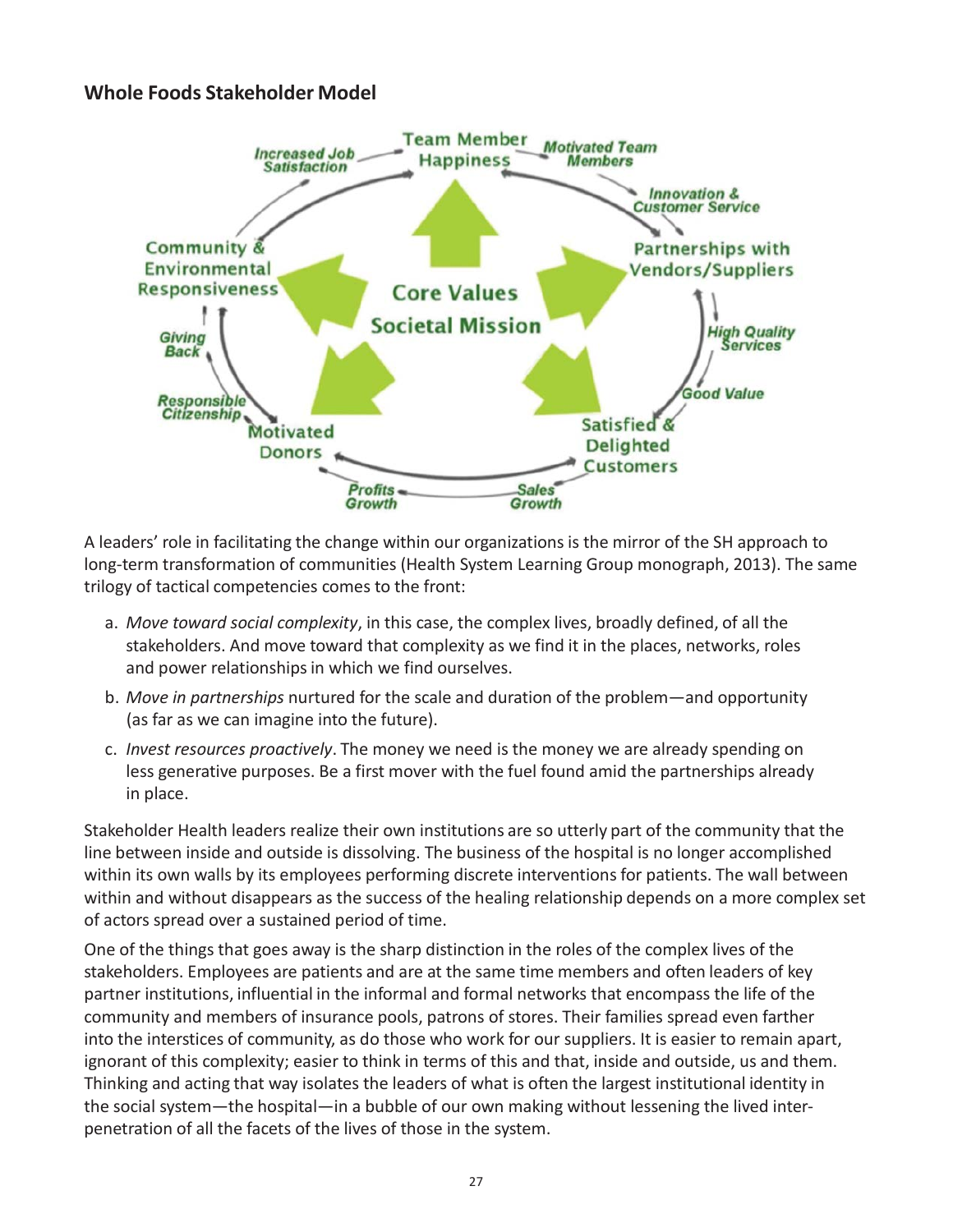## Whole Foods Stakeholder Model

A leaders' role in facilitating the change within our organizations is the mirror of the SH approach to long-term transformation of communities (Health System Learning Group monograph, 2013). The same trilogy of tactical competencies comes to the front:

a. *Move toward social complexity*, in this case, the complex lives, broadly defined, of all the stakeholders. And move toward that complexity as we find it in the places, networks, roles and power relationships in which we find ourselves.
b. *Move in partnerships* nurtured for the scale and duration of the problem—and opportunity (as far as we can imagine into the future).
c. *Invest resources proactively*. The money we need is the money we are already spending on less generative purposes. Be a first mover with the fuel found amid the partnerships already in place.

Stakeholder Health leaders realize their own institutions are so utterly part of the community that the line between inside and outside is dissolving. The business of the hospital is no longer accomplished within its own walls by its employees performing discrete interventions for patients. The wall between within and without disappears as the success of the healing relationship depends on a more complex set of actors spread over a sustained period of time.

One of the things that goes away is the sharp distinction in the roles of the complex lives of the stakeholders. Employees are patients and are at the same time members and often leaders of key partner institutions, influential in the informal and formal networks that encompass the life of the community and members of insurance pools, patrons of stores. Their families spread even farther into the interstices of community, as do those who work for our suppliers. It is easier to remain apart, ignorant of this complexity; easier to think in terms of this and that, inside and outside, us and them. Thinking and acting that way isolates the leaders of what is often the largest institutional identity in the social system—the hospital—in a bubble of our own making without lessening the lived inter-penetration of all the facets of the lives of those in the system.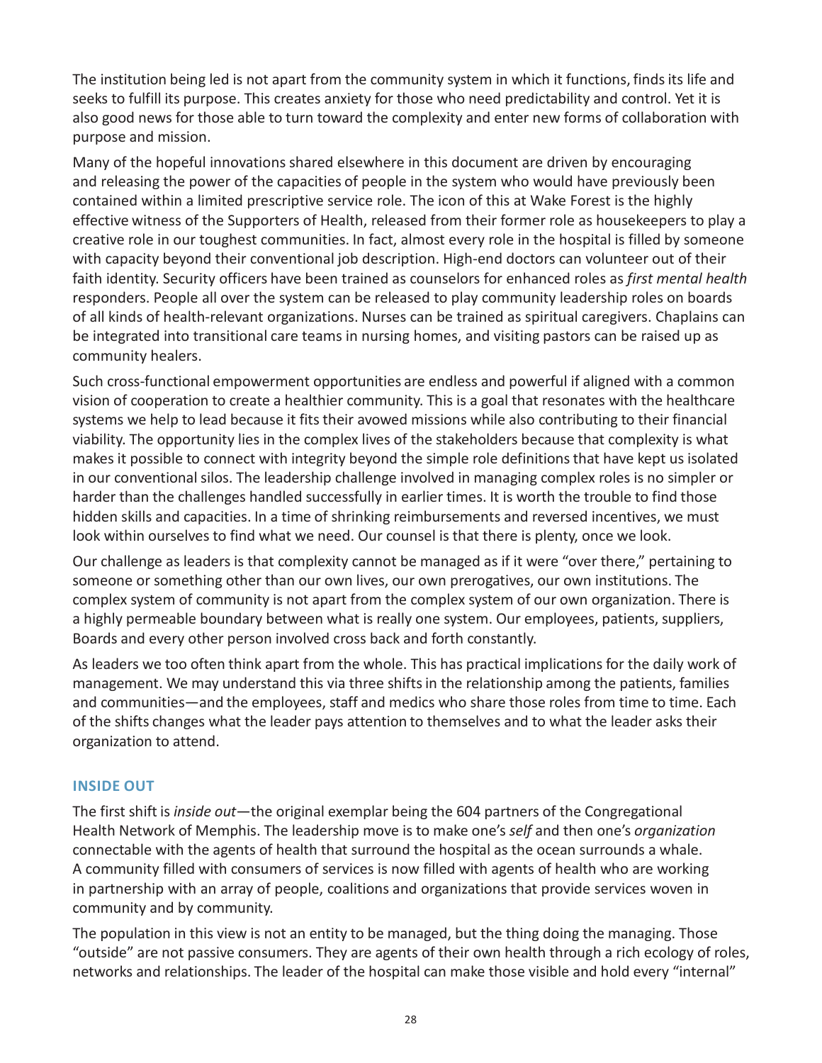The institution being led is not apart from the community system in which it functions, finds its life and seeks to fulfill its purpose. This creates anxiety for those who need predictability and control. Yet it is also good news for those able to turn toward the complexity and enter new forms of collaboration with purpose and mission.

Many of the hopeful innovations shared elsewhere in this document are driven by encouraging and releasing the power of the capacities of people in the system who would have previously been contained within a limited prescriptive service role. The icon of this at Wake Forest is the highly effective witness of the Supporters of Health, released from their former role as housekeepers to play a creative role in our toughest communities. In fact, almost every role in the hospital is filled by someone with capacity beyond their conventional job description. High-end doctors can volunteer out of their faith identity. Security officers have been trained as counselors for enhanced roles as *first mental health* responders. People all over the system can be released to play community leadership roles on boards of all kinds of health-relevant organizations. Nurses can be trained as spiritual caregivers. Chaplains can be integrated into transitional care teams in nursing homes, and visiting pastors can be raised up as community healers.

Such cross-functional empowerment opportunities are endless and powerful if aligned with a common vision of cooperation to create a healthier community. This is a goal that resonates with the healthcare systems we help to lead because it fits their avowed missions while also contributing to their financial viability. The opportunity lies in the complex lives of the stakeholders because that complexity is what makes it possible to connect with integrity beyond the simple role definitions that have kept us isolated in our conventional silos. The leadership challenge involved in managing complex roles is no simpler or harder than the challenges handled successfully in earlier times. It is worth the trouble to find those hidden skills and capacities. In a time of shrinking reimbursements and reversed incentives, we must look within ourselves to find what we need. Our counsel is that there is plenty, once we look.

Our challenge as leaders is that complexity cannot be managed as if it were "over there," pertaining to someone or something other than our own lives, our own prerogatives, our own institutions. The complex system of community is not apart from the complex system of our own organization. There is a highly permeable boundary between what is really one system. Our employees, patients, suppliers, Boards and every other person involved cross back and forth constantly.

As leaders we too often think apart from the whole. This has practical implications for the daily work of management. We may understand this via three shifts in the relationship among the patients, families and communities—and the employees, staff and medics who share those roles from time to time. Each of the shifts changes what the leader pays attention to themselves and to what the leader asks their organization to attend.

### INSIDE OUT

The first shift is *inside out*—the original exemplar being the 604 partners of the Congregational Health Network of Memphis. The leadership move is to make one's *self* and then one's *organization* connectable with the agents of health that surround the hospital as the ocean surrounds a whale. A community filled with consumers of services is now filled with agents of health who are working in partnership with an array of people, coalitions and organizations that provide services woven in community and by community.

The population in this view is not an entity to be managed, but the thing doing the managing. Those "outside" are not passive consumers. They are agents of their own health through a rich ecology of roles, networks and relationships. The leader of the hospital can make those visible and hold every "internal"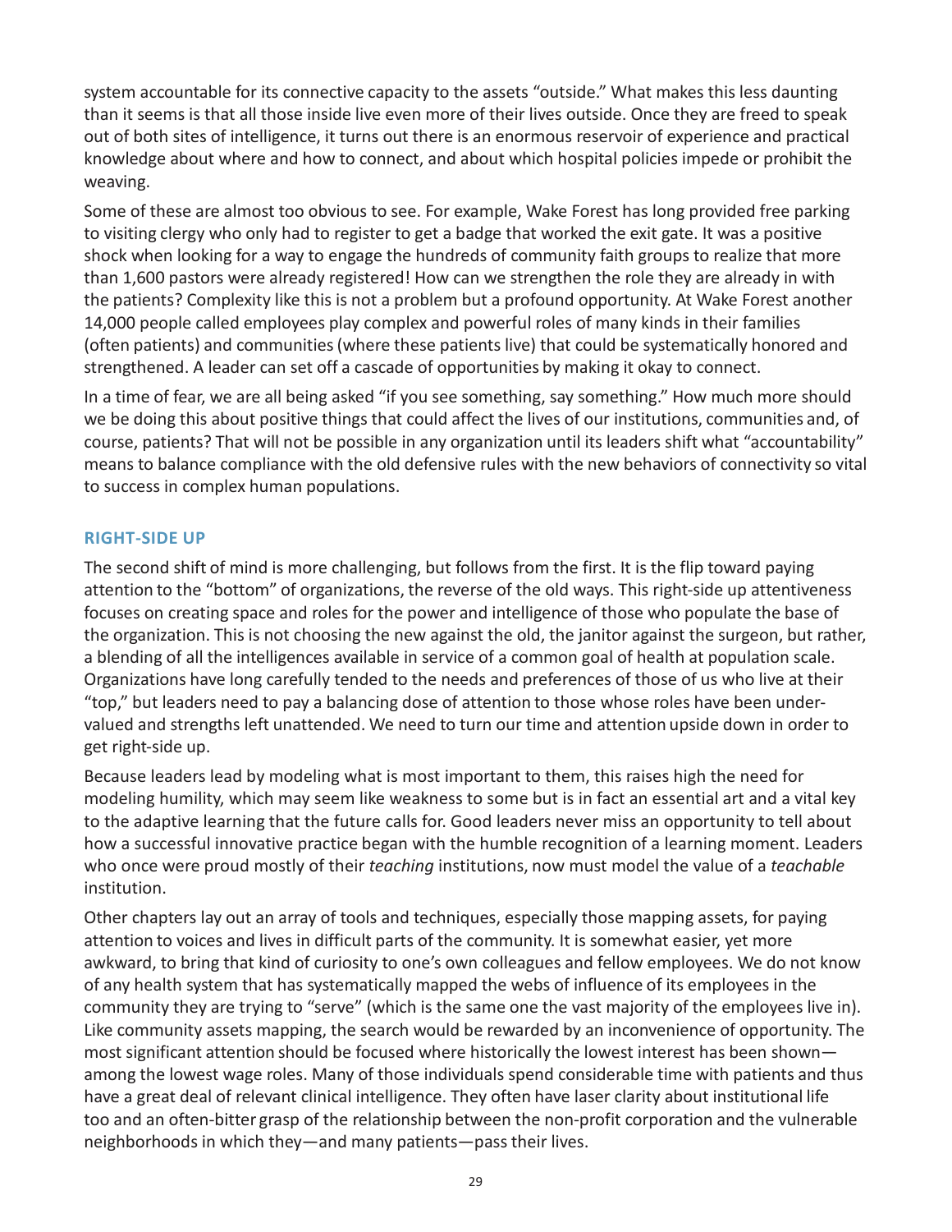system accountable for its connective capacity to the assets "outside." What makes this less daunting than it seems is that all those inside live even more of their lives outside. Once they are freed to speak out of both sites of intelligence, it turns out there is an enormous reservoir of experience and practical knowledge about where and how to connect, and about which hospital policies impede or prohibit the weaving.

Some of these are almost too obvious to see. For example, Wake Forest has long provided free parking to visiting clergy who only had to register to get a badge that worked the exit gate. It was a positive shock when looking for a way to engage the hundreds of community faith groups to realize that more than 1,600 pastors were already registered! How can we strengthen the role they are already in with the patients? Complexity like this is not a problem but a profound opportunity. At Wake Forest another 14,000 people called employees play complex and powerful roles of many kinds in their families (often patients) and communities (where these patients live) that could be systematically honored and strengthened. A leader can set off a cascade of opportunities by making it okay to connect.

In a time of fear, we are all being asked "if you see something, say something." How much more should we be doing this about positive things that could affect the lives of our institutions, communities and, of course, patients? That will not be possible in any organization until its leaders shift what "accountability" means to balance compliance with the old defensive rules with the new behaviors of connectivity so vital to success in complex human populations.

## RIGHT-SIDE UP

The second shift of mind is more challenging, but follows from the first. It is the flip toward paying attention to the "bottom" of organizations, the reverse of the old ways. This right-side up attentiveness focuses on creating space and roles for the power and intelligence of those who populate the base of the organization. This is not choosing the new against the old, the janitor against the surgeon, but rather, a blending of all the intelligences available in service of a common goal of health at population scale. Organizations have long carefully tended to the needs and preferences of those of us who live at their "top," but leaders need to pay a balancing dose of attention to those whose roles have been under-valued and strengths left unattended. We need to turn our time and attention upside down in order to get right-side up.

Because leaders lead by modeling what is most important to them, this raises high the need for modeling humility, which may seem like weakness to some but is in fact an essential art and a vital key to the adaptive learning that the future calls for. Good leaders never miss an opportunity to tell about how a successful innovative practice began with the humble recognition of a learning moment. Leaders who once were proud mostly of their *teaching* institutions, now must model the value of a *teachable* institution.

Other chapters lay out an array of tools and techniques, especially those mapping assets, for paying attention to voices and lives in difficult parts of the community. It is somewhat easier, yet more awkward, to bring that kind of curiosity to one's own colleagues and fellow employees. We do not know of any health system that has systematically mapped the webs of influence of its employees in the community they are trying to "serve" (which is the same one the vast majority of the employees live in). Like community assets mapping, the search would be rewarded by an inconvenience of opportunity. The most significant attention should be focused where historically the lowest interest has been shown—among the lowest wage roles. Many of those individuals spend considerable time with patients and thus have a great deal of relevant clinical intelligence. They often have laser clarity about institutional life too and an often-bitter grasp of the relationship between the non-profit corporation and the vulnerable neighborhoods in which they—and many patients—pass their lives.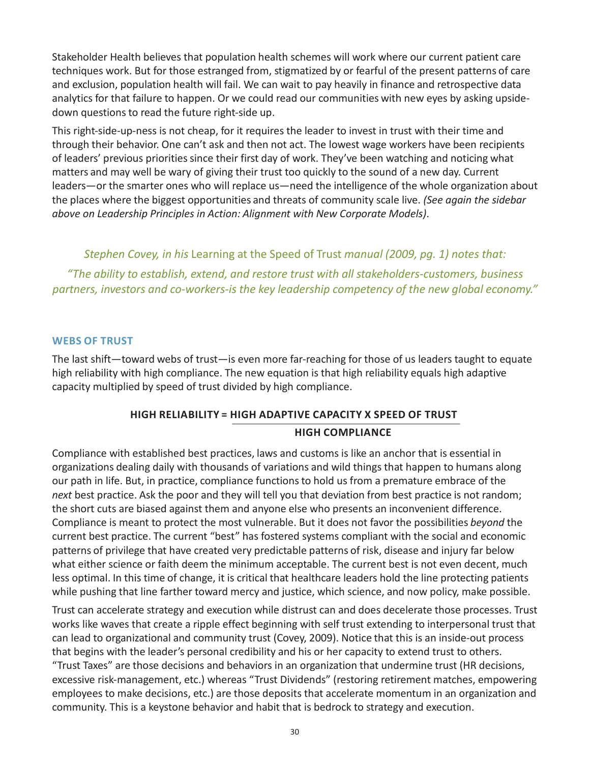Stakeholder Health believes that population health schemes will work where our current patient care techniques work. But for those estranged from, stigmatized by or fearful of the present patterns of care and exclusion, population health will fail. We can wait to pay heavily in finance and retrospective data analytics for that failure to happen. Or we could read our communities with new eyes by asking upside-down questions to read the future right-side up.

This right-side-up-ness is not cheap, for it requires the leader to invest in trust with their time and through their behavior. One can't ask and then not act. The lowest wage workers have been recipients of leaders' previous priorities since their first day of work. They've been watching and noticing what matters and may well be wary of giving their trust too quickly to the sound of a new day. Current leaders—or the smarter ones who will replace us—need the intelligence of the whole organization about the places where the biggest opportunities and threats of community scale live. *(See again the sidebar above on Leadership Principles in Action: Alignment with New Corporate Models)*.

*Stephen Covey, in his* Learning at the Speed of Trust *manual (2009, pg. 1) notes that:*

*"The ability to establish, extend, and restore trust with all stakeholders-customers, business partners, investors and co-workers-is the key leadership competency of the new global economy."*

## WEBS OF TRUST

The last shift—toward webs of trust—is even more far-reaching for those of us leaders taught to equate high reliability with high compliance. The new equation is that high reliability equals high adaptive capacity multiplied by speed of trust divided by high compliance.

$$\text{HIGH RELIABILITY} = \frac{\text{HIGH ADAPTIVE CAPACITY} \times \text{SPEED OF TRUST}}{\text{HIGH COMPLIANCE}}$$

Compliance with established best practices, laws and customs is like an anchor that is essential in organizations dealing daily with thousands of variations and wild things that happen to humans along our path in life. But, in practice, compliance functions to hold us from a premature embrace of the *next* best practice. Ask the poor and they will tell you that deviation from best practice is not random; the short cuts are biased against them and anyone else who presents an inconvenient difference. Compliance is meant to protect the most vulnerable. But it does not favor the possibilities *beyond* the current best practice. The current "best" has fostered systems compliant with the social and economic patterns of privilege that have created very predictable patterns of risk, disease and injury far below what either science or faith deem the minimum acceptable. The current best is not even decent, much less optimal. In this time of change, it is critical that healthcare leaders hold the line protecting patients while pushing that line farther toward mercy and justice, which science, and now policy, make possible.

Trust can accelerate strategy and execution while distrust can and does decelerate those processes. Trust works like waves that create a ripple effect beginning with self trust extending to interpersonal trust that can lead to organizational and community trust (Covey, 2009). Notice that this is an inside-out process that begins with the leader's personal credibility and his or her capacity to extend trust to others. "Trust Taxes" are those decisions and behaviors in an organization that undermine trust (HR decisions, excessive risk-management, etc.) whereas "Trust Dividends" (restoring retirement matches, empowering employees to make decisions, etc.) are those deposits that accelerate momentum in an organization and community. This is a keystone behavior and habit that is bedrock to strategy and execution.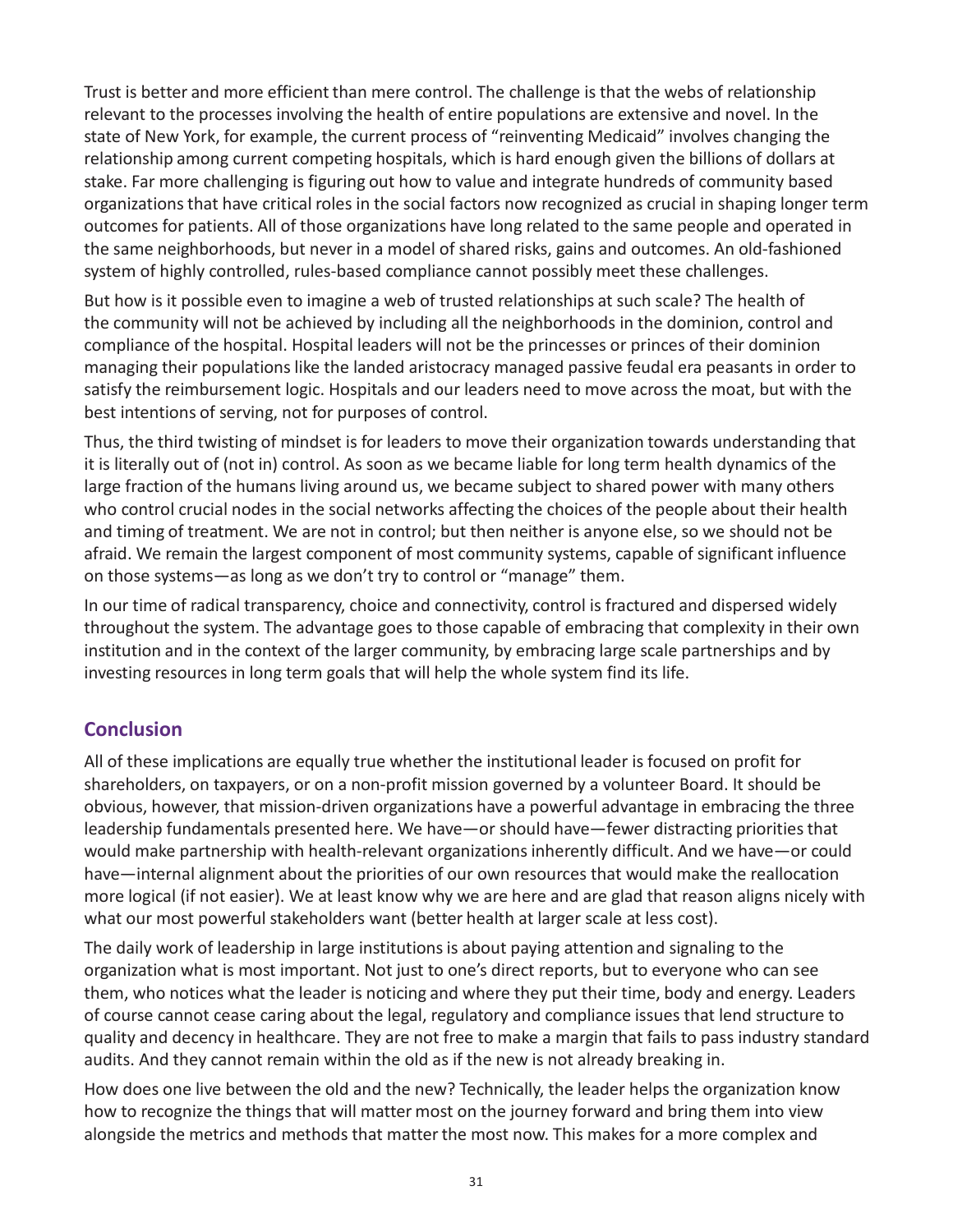Trust is better and more efficient than mere control. The challenge is that the webs of relationship relevant to the processes involving the health of entire populations are extensive and novel. In the state of New York, for example, the current process of "reinventing Medicaid" involves changing the relationship among current competing hospitals, which is hard enough given the billions of dollars at stake. Far more challenging is figuring out how to value and integrate hundreds of community based organizations that have critical roles in the social factors now recognized as crucial in shaping longer term outcomes for patients. All of those organizations have long related to the same people and operated in the same neighborhoods, but never in a model of shared risks, gains and outcomes. An old-fashioned system of highly controlled, rules-based compliance cannot possibly meet these challenges.

But how is it possible even to imagine a web of trusted relationships at such scale? The health of the community will not be achieved by including all the neighborhoods in the dominion, control and compliance of the hospital. Hospital leaders will not be the princesses or princes of their dominion managing their populations like the landed aristocracy managed passive feudal era peasants in order to satisfy the reimbursement logic. Hospitals and our leaders need to move across the moat, but with the best intentions of serving, not for purposes of control.

Thus, the third twisting of mindset is for leaders to move their organization towards understanding that it is literally out of (not in) control. As soon as we became liable for long term health dynamics of the large fraction of the humans living around us, we became subject to shared power with many others who control crucial nodes in the social networks affecting the choices of the people about their health and timing of treatment. We are not in control; but then neither is anyone else, so we should not be afraid. We remain the largest component of most community systems, capable of significant influence on those systems—as long as we don't try to control or "manage" them.

In our time of radical transparency, choice and connectivity, control is fractured and dispersed widely throughout the system. The advantage goes to those capable of embracing that complexity in their own institution and in the context of the larger community, by embracing large scale partnerships and by investing resources in long term goals that will help the whole system find its life.

## Conclusion

All of these implications are equally true whether the institutional leader is focused on profit for shareholders, on taxpayers, or on a non-profit mission governed by a volunteer Board. It should be obvious, however, that mission-driven organizations have a powerful advantage in embracing the three leadership fundamentals presented here. We have—or should have—fewer distracting priorities that would make partnership with health-relevant organizations inherently difficult. And we have—or could have—internal alignment about the priorities of our own resources that would make the reallocation more logical (if not easier). We at least know why we are here and are glad that reason aligns nicely with what our most powerful stakeholders want (better health at larger scale at less cost).

The daily work of leadership in large institutions is about paying attention and signaling to the organization what is most important. Not just to one's direct reports, but to everyone who can see them, who notices what the leader is noticing and where they put their time, body and energy. Leaders of course cannot cease caring about the legal, regulatory and compliance issues that lend structure to quality and decency in healthcare. They are not free to make a margin that fails to pass industry standard audits. And they cannot remain within the old as if the new is not already breaking in.

How does one live between the old and the new? Technically, the leader helps the organization know how to recognize the things that will matter most on the journey forward and bring them into view alongside the metrics and methods that matter the most now. This makes for a more complex and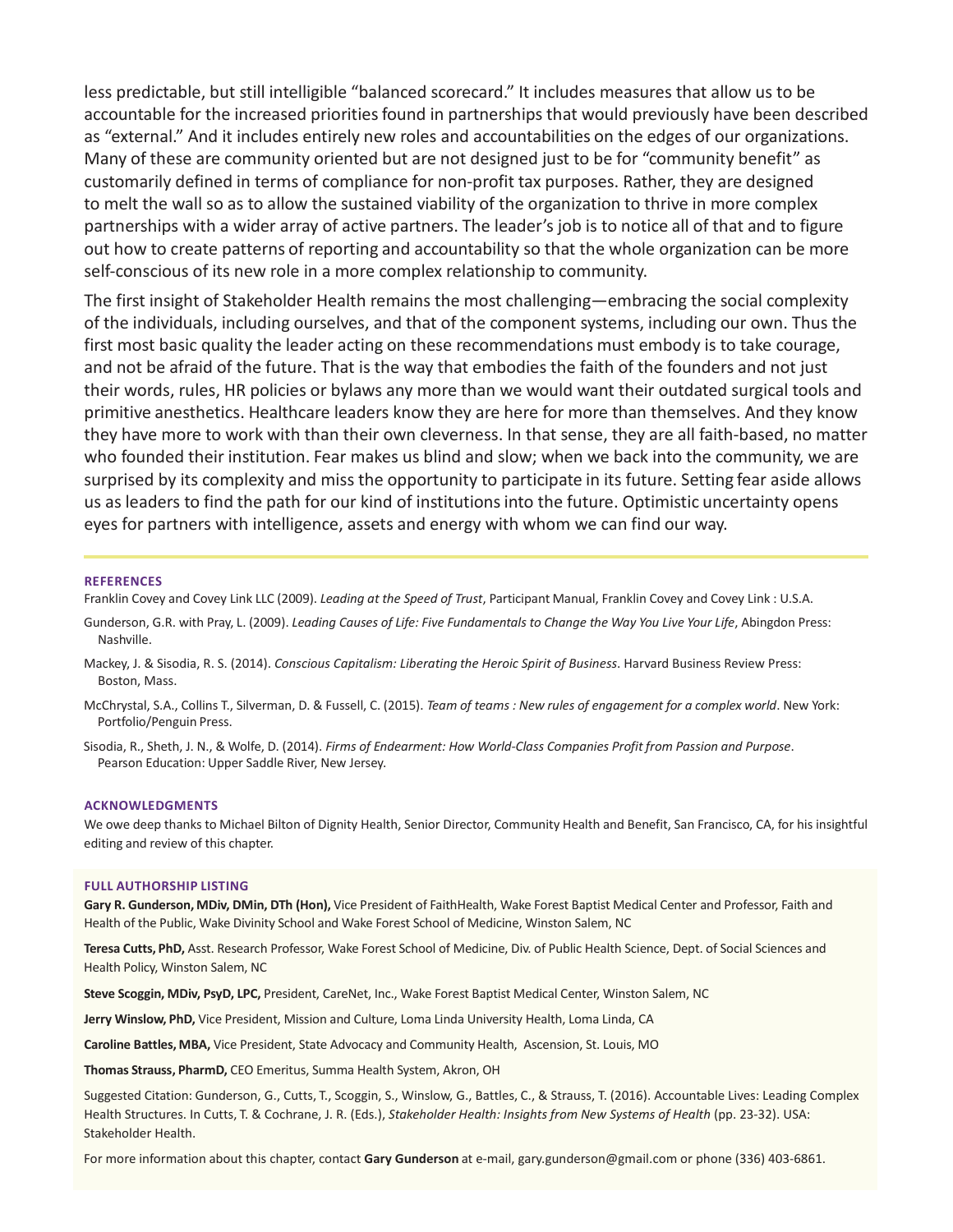less predictable, but still intelligible "balanced scorecard." It includes measures that allow us to be accountable for the increased priorities found in partnerships that would previously have been described as "external." And it includes entirely new roles and accountabilities on the edges of our organizations. Many of these are community oriented but are not designed just to be for "community benefit" as customarily defined in terms of compliance for non-profit tax purposes. Rather, they are designed to melt the wall so as to allow the sustained viability of the organization to thrive in more complex partnerships with a wider array of active partners. The leader's job is to notice all of that and to figure out how to create patterns of reporting and accountability so that the whole organization can be more self-conscious of its new role in a more complex relationship to community.

The first insight of Stakeholder Health remains the most challenging—embracing the social complexity of the individuals, including ourselves, and that of the component systems, including our own. Thus the first most basic quality the leader acting on these recommendations must embody is to take courage, and not be afraid of the future. That is the way that embodies the faith of the founders and not just their words, rules, HR policies or bylaws any more than we would want their outdated surgical tools and primitive anesthetics. Healthcare leaders know they are here for more than themselves. And they know they have more to work with than their own cleverness. In that sense, they are all faith-based, no matter who founded their institution. Fear makes us blind and slow; when we back into the community, we are surprised by its complexity and miss the opportunity to participate in its future. Setting fear aside allows us as leaders to find the path for our kind of institutions into the future. Optimistic uncertainty opens eyes for partners with intelligence, assets and energy with whom we can find our way.

### REFERENCES

Franklin Covey and Covey Link LLC (2009). *Leading at the Speed of Trust*, Participant Manual, Franklin Covey and Covey Link : U.S.A.

Gunderson, G.R. with Pray, L. (2009). *Leading Causes of Life: Five Fundamentals to Change the Way You Live Your Life*, Abingdon Press: Nashville.

Mackey, J. & Sisodia, R. S. (2014). *Conscious Capitalism: Liberating the Heroic Spirit of Business*. Harvard Business Review Press: Boston, Mass.

McChrystal, S.A., Collins T., Silverman, D. & Fussell, C. (2015). *Team of teams : New rules of engagement for a complex world*. New York: Portfolio/Penguin Press.

Sisodia, R., Sheth, J. N., & Wolfe, D. (2014). *Firms of Endearment: How World-Class Companies Profit from Passion and Purpose*. Pearson Education: Upper Saddle River, New Jersey.

### ACKNOWLEDGMENTS

We owe deep thanks to Michael Bilton of Dignity Health, Senior Director, Community Health and Benefit, San Francisco, CA, for his insightful editing and review of this chapter.

### FULL AUTHORSHIP LISTING

**Gary R. Gunderson, MDiv, DMin, DTh (Hon),** Vice President of FaithHealth, Wake Forest Baptist Medical Center and Professor, Faith and Health of the Public, Wake Divinity School and Wake Forest School of Medicine, Winston Salem, NC

**Teresa Cutts, PhD,** Asst. Research Professor, Wake Forest School of Medicine, Div. of Public Health Science, Dept. of Social Sciences and Health Policy, Winston Salem, NC

**Steve Scoggin, MDiv, PsyD, LPC,** President, CareNet, Inc., Wake Forest Baptist Medical Center, Winston Salem, NC

**Jerry Winslow, PhD,** Vice President, Mission and Culture, Loma Linda University Health, Loma Linda, CA

**Caroline Battles, MBA,** Vice President, State Advocacy and Community Health, Ascension, St. Louis, MO

**Thomas Strauss, PharmD,** CEO Emeritus, Summa Health System, Akron, OH

Suggested Citation: Gunderson, G., Cutts, T., Scoggin, S., Winslow, G., Battles, C., & Strauss, T. (2016). Accountable Lives: Leading Complex Health Structures. In Cutts, T. & Cochrane, J. R. (Eds.), *Stakeholder Health: Insights from New Systems of Health* (pp. 23-32). USA: Stakeholder Health.

For more information about this chapter, contact **Gary Gunderson** at e-mail, gary.gunderson@gmail.com or phone (336) 403-6861.